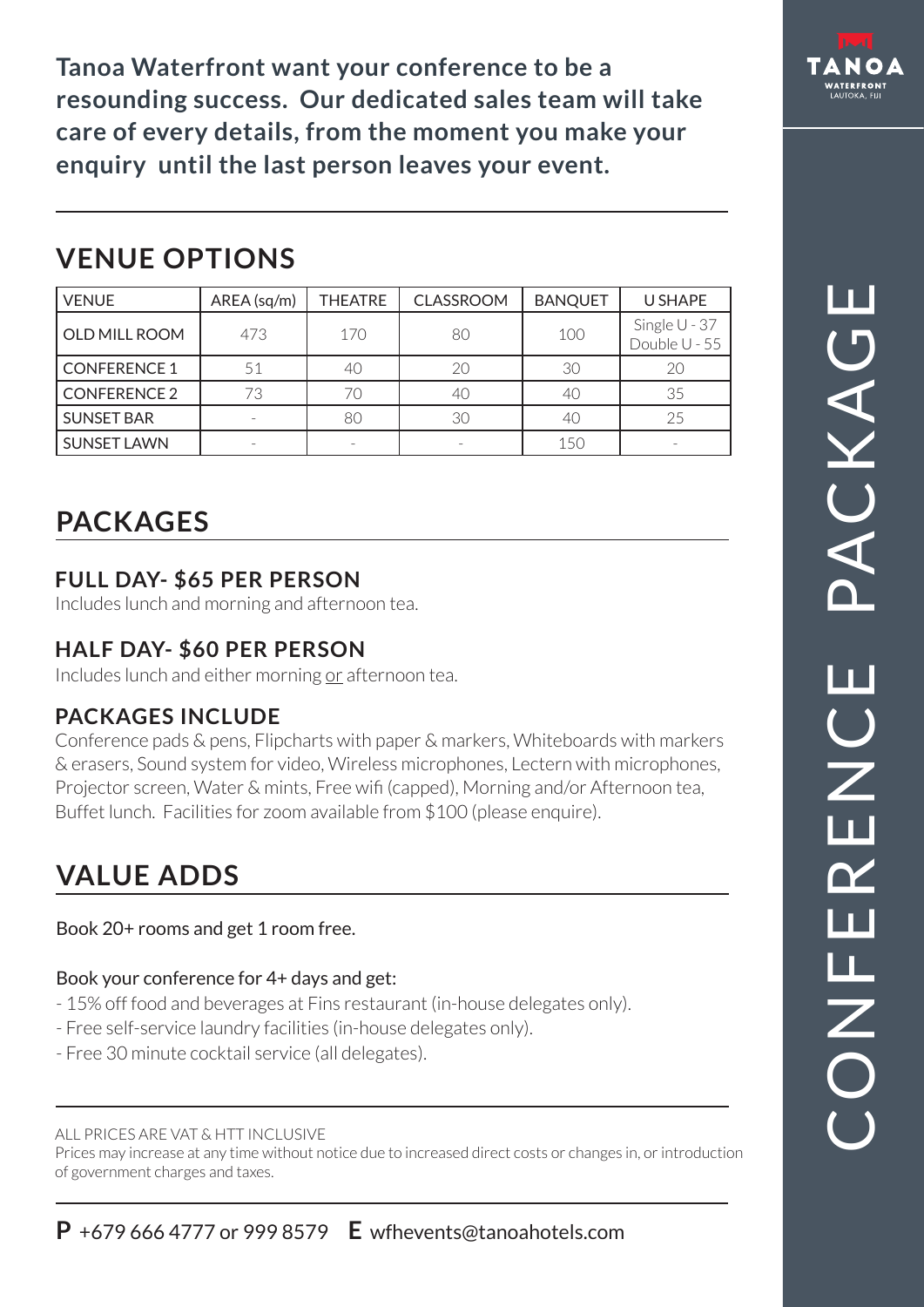# CONFERENCE PACKAGE

**TANOA WATERFRONT**
LAUTOKA, FIJI

**Tanoa Waterfront want your conference to be a resounding success. Our dedicated sales team will take care of every details, from the moment you make your enquiry until the last person leaves your event.**

## VENUE OPTIONS

| VENUE | AREA (sq/m) | THEATRE | CLASSROOM | BANQUET | U SHAPE |
|---|---|---|---|---|---|
| OLD MILL ROOM | 473 | 170 | 80 | 100 | Single U - 37 Double U - 55 |
| CONFERENCE 1 | 51 | 40 | 20 | 30 | 20 |
| CONFERENCE 2 | 73 | 70 | 40 | 40 | 35 |
| SUNSET BAR | - | 80 | 30 | 40 | 25 |
| SUNSET LAWN | - | - | - | 150 | - |

## PACKAGES

### FULL DAY- $65 PER PERSON

Includes lunch and morning and afternoon tea.

### HALF DAY- $60 PER PERSON

Includes lunch and either morning or afternoon tea.

### PACKAGES INCLUDE

Conference pads & pens, Flipcharts with paper & markers, Whiteboards with markers & erasers, Sound system for video, Wireless microphones, Lectern with microphones, Projector screen, Water & mints, Free wifi (capped), Morning and/or Afternoon tea, Buffet lunch. Facilities for zoom available from $100 (please enquire).

## VALUE ADDS

Book 20+ rooms and get 1 room free.

Book your conference for 4+ days and get:

- 15% off food and beverages at Fins restaurant (in-house delegates only).
- Free self-service laundry facilities (in-house delegates only).
- Free 30 minute cocktail service (all delegates).

ALL PRICES ARE VAT & HTT INCLUSIVE

Prices may increase at any time without notice due to increased direct costs or changes in, or introduction of government charges and taxes.

**P** +679 666 4777 or 999 8579 **E** wfhevents@tanoahotels.com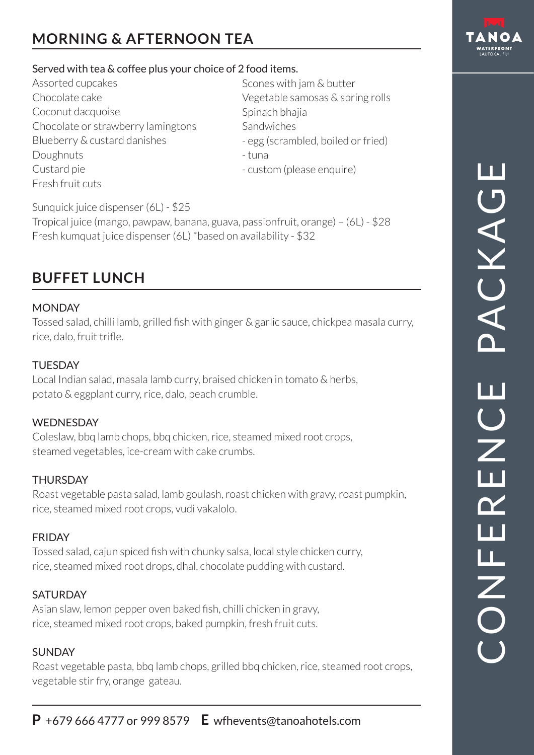## MORNING & AFTERNOON TEA

Served with tea & coffee plus your choice of 2 food items.

Assorted cupcakes
Chocolate cake
Coconut dacquoise
Chocolate or strawberry lamingtons
Blueberry & custard danishes
Doughnuts
Custard pie
Fresh fruit cuts

Scones with jam & butter
Vegetable samosas & spring rolls
Spinach bhajia
Sandwiches
- egg (scrambled, boiled or fried)
- tuna
- custom (please enquire)

Sunquick juice dispenser (6L) - $25
Tropical juice (mango, pawpaw, banana, guava, passionfruit, orange) – (6L) - $28
Fresh kumquat juice dispenser (6L) *based on availability - $32

## BUFFET LUNCH

### MONDAY

Tossed salad, chilli lamb, grilled fish with ginger & garlic sauce, chickpea masala curry, rice, dalo, fruit trifle.

### TUESDAY

Local Indian salad, masala lamb curry, braised chicken in tomato & herbs, potato & eggplant curry, rice, dalo, peach crumble.

### WEDNESDAY

Coleslaw, bbq lamb chops, bbq chicken, rice, steamed mixed root crops, steamed vegetables, ice-cream with cake crumbs.

### THURSDAY

Roast vegetable pasta salad, lamb goulash, roast chicken with gravy, roast pumpkin, rice, steamed mixed root crops, vudi vakalolo.

### FRIDAY

Tossed salad, cajun spiced fish with chunky salsa, local style chicken curry, rice, steamed mixed root drops, dhal, chocolate pudding with custard.

### SATURDAY

Asian slaw, lemon pepper oven baked fish, chilli chicken in gravy, rice, steamed mixed root crops, baked pumpkin, fresh fruit cuts.

### SUNDAY

Roast vegetable pasta, bbq lamb chops, grilled bbq chicken, rice, steamed root crops, vegetable stir fry, orange gateau.

**P** +679 666 4777 or 999 8579 **E** wfhevents@tanoahotels.com

TANOA WATERFRONT LAUTOKA, FIJI

CONFERENCE PACKAGE